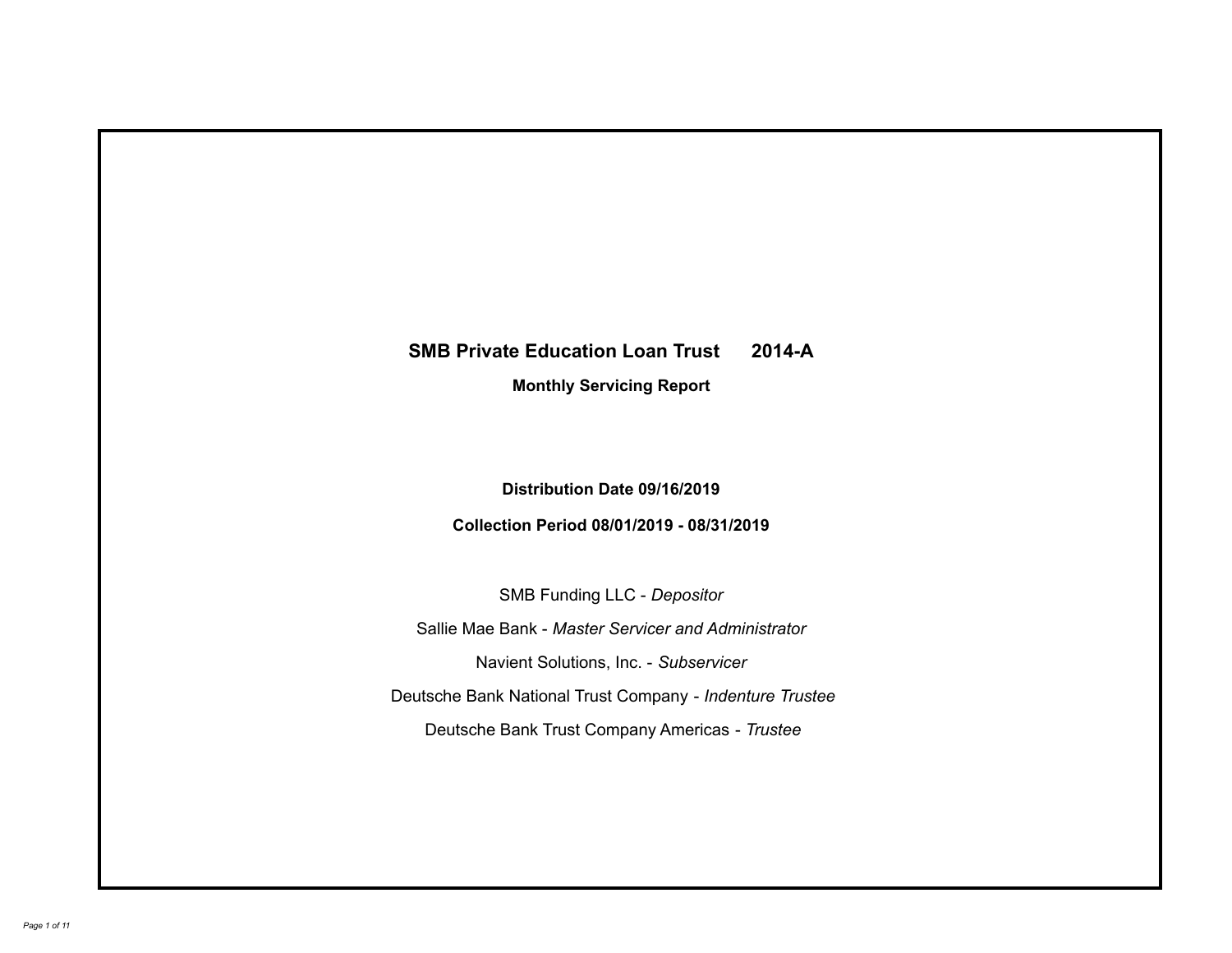# SMB Private Education Loan Trust 2014-A

**Monthly Servicing Report**

**Distribution Date 09/16/2019**

**Collection Period 08/01/2019 - 08/31/2019**

SMB Funding LLC - *Depositor*

Sallie Mae Bank - *Master Servicer and Administrator*

Navient Solutions, Inc. - *Subservicer*

Deutsche Bank National Trust Company - *Indenture Trustee*

Deutsche Bank Trust Company Americas - *Trustee*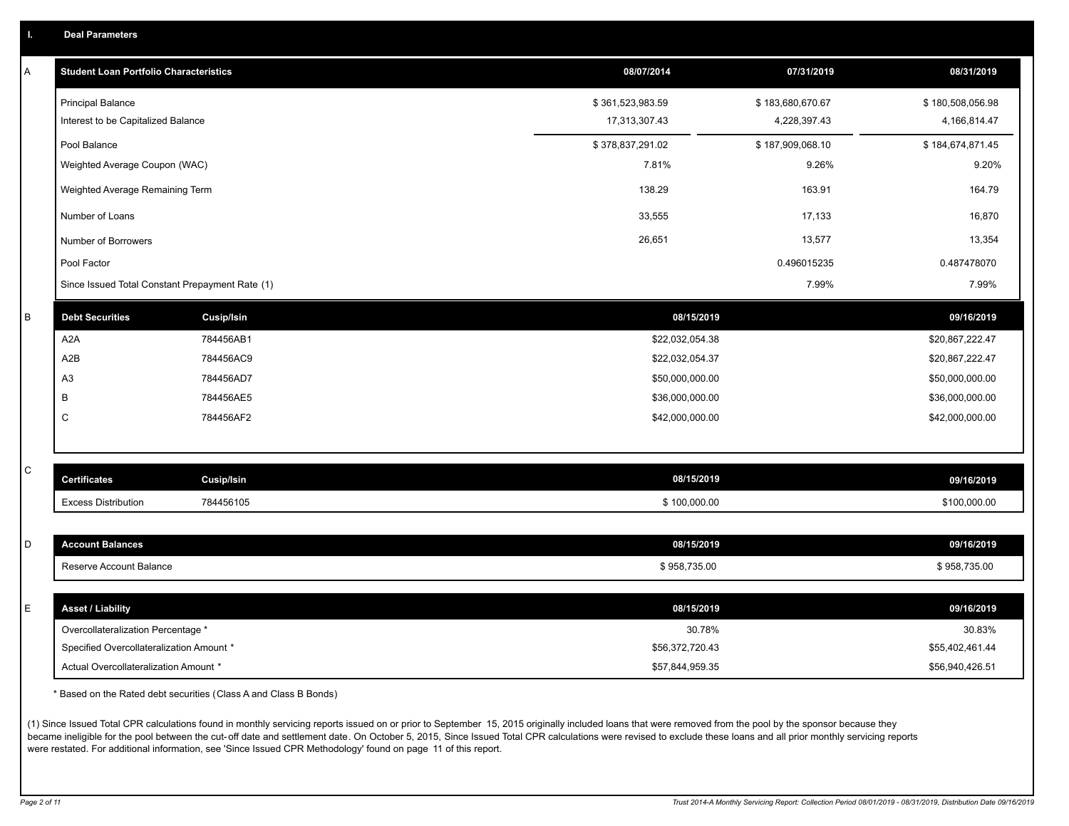## I. Deal Parameters

### A

| Student Loan Portfolio Characteristics | 08/07/2014 | 07/31/2019 | 08/31/2019 |
|---|---|---|---|
| Principal Balance | $ 361,523,983.59 | $ 183,680,670.67 | $ 180,508,056.98 |
| Interest to be Capitalized Balance | 17,313,307.43 | 4,228,397.43 | 4,166,814.47 |
| Pool Balance | $ 378,837,291.02 | $ 187,909,068.10 | $ 184,674,871.45 |
| Weighted Average Coupon (WAC) | 7.81% | 9.26% | 9.20% |
| Weighted Average Remaining Term | 138.29 | 163.91 | 164.79 |
| Number of Loans | 33,555 | 17,133 | 16,870 |
| Number of Borrowers | 26,651 | 13,577 | 13,354 |
| Pool Factor | | 0.496015235 | 0.487478070 |
| Since Issued Total Constant Prepayment Rate (1) | | 7.99% | 7.99% |

### B

| Debt Securities | Cusip/Isin | 08/15/2019 | 09/16/2019 |
|---|---|---|---|
| A2A | 784456AB1 | $22,032,054.38 | $20,867,222.47 |
| A2B | 784456AC9 | $22,032,054.37 | $20,867,222.47 |
| A3 | 784456AD7 | $50,000,000.00 | $50,000,000.00 |
| B | 784456AE5 | $36,000,000.00 | $36,000,000.00 |
| C | 784456AF2 | $42,000,000.00 | $42,000,000.00 |

### C

| Certificates | Cusip/Isin | 08/15/2019 | 09/16/2019 |
|---|---|---|---|
| Excess Distribution | 784456105 | $ 100,000.00 | $100,000.00 |

### D

| Account Balances | 08/15/2019 | 09/16/2019 |
|---|---|---|
| Reserve Account Balance | $ 958,735.00 | $ 958,735.00 |

### E

| Asset / Liability | 08/15/2019 | 09/16/2019 |
|---|---|---|
| Overcollateralization Percentage * | 30.78% | 30.83% |
| Specified Overcollateralization Amount * | $56,372,720.43 | $55,402,461.44 |
| Actual Overcollateralization Amount * | $57,844,959.35 | $56,940,426.51 |

* Based on the Rated debt securities (Class A and Class B Bonds)

(1) Since Issued Total CPR calculations found in monthly servicing reports issued on or prior to September 15, 2015 originally included loans that were removed from the pool by the sponsor because they became ineligible for the pool between the cut-off date and settlement date. On October 5, 2015, Since Issued Total CPR calculations were revised to exclude these loans and all prior monthly servicing reports were restated. For additional information, see 'Since Issued CPR Methodology' found on page 11 of this report.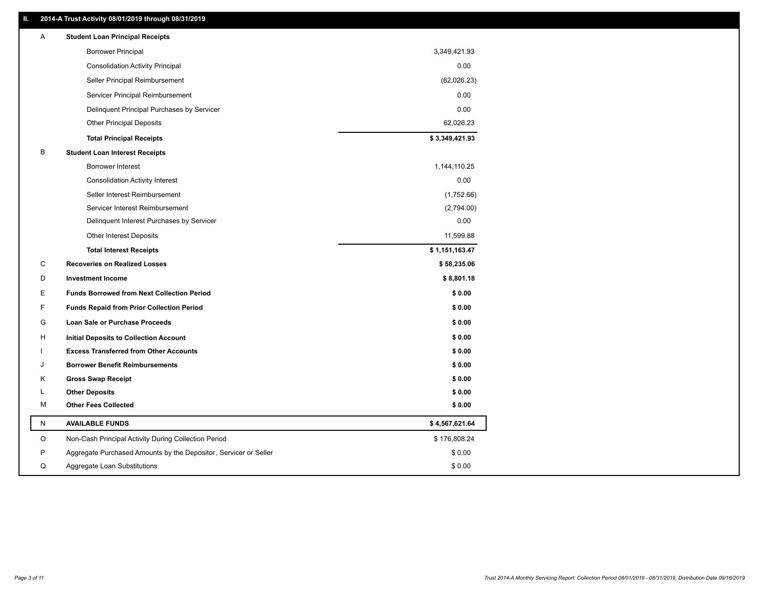## II. 2014-A Trust Activity 08/01/2019 through 08/31/2019

| | | |
|---|---|---|
| A | **Student Loan Principal Receipts** | |
| | Borrower Principal | 3,349,421.93 |
| | Consolidation Activity Principal | 0.00 |
| | Seller Principal Reimbursement | (62,026.23) |
| | Servicer Principal Reimbursement | 0.00 |
| | Delinquent Principal Purchases by Servicer | 0.00 |
| | Other Principal Deposits | 62,026.23 |
| | **Total Principal Receipts** | **$ 3,349,421.93** |
| B | **Student Loan Interest Receipts** | |
| | Borrower Interest | 1,144,110.25 |
| | Consolidation Activity Interest | 0.00 |
| | Seller Interest Reimbursement | (1,752.66) |
| | Servicer Interest Reimbursement | (2,794.00) |
| | Delinquent Interest Purchases by Servicer | 0.00 |
| | Other Interest Deposits | 11,599.88 |
| | **Total Interest Receipts** | **$ 1,151,163.47** |
| C | **Recoveries on Realized Losses** | **$ 58,235.06** |
| D | **Investment Income** | **$ 8,801.18** |
| E | **Funds Borrowed from Next Collection Period** | **$ 0.00** |
| F | **Funds Repaid from Prior Collection Period** | **$ 0.00** |
| G | **Loan Sale or Purchase Proceeds** | **$ 0.00** |
| H | **Initial Deposits to Collection Account** | **$ 0.00** |
| I | **Excess Transferred from Other Accounts** | **$ 0.00** |
| J | **Borrower Benefit Reimbursements** | **$ 0.00** |
| K | **Gross Swap Receipt** | **$ 0.00** |
| L | **Other Deposits** | **$ 0.00** |
| M | **Other Fees Collected** | **$ 0.00** |
| N | **AVAILABLE FUNDS** | **$ 4,567,621.64** |
| O | Non-Cash Principal Activity During Collection Period | $ 176,808.24 |
| P | Aggregate Purchased Amounts by the Depositor, Servicer or Seller | $ 0.00 |
| Q | Aggregate Loan Substitutions | $ 0.00 |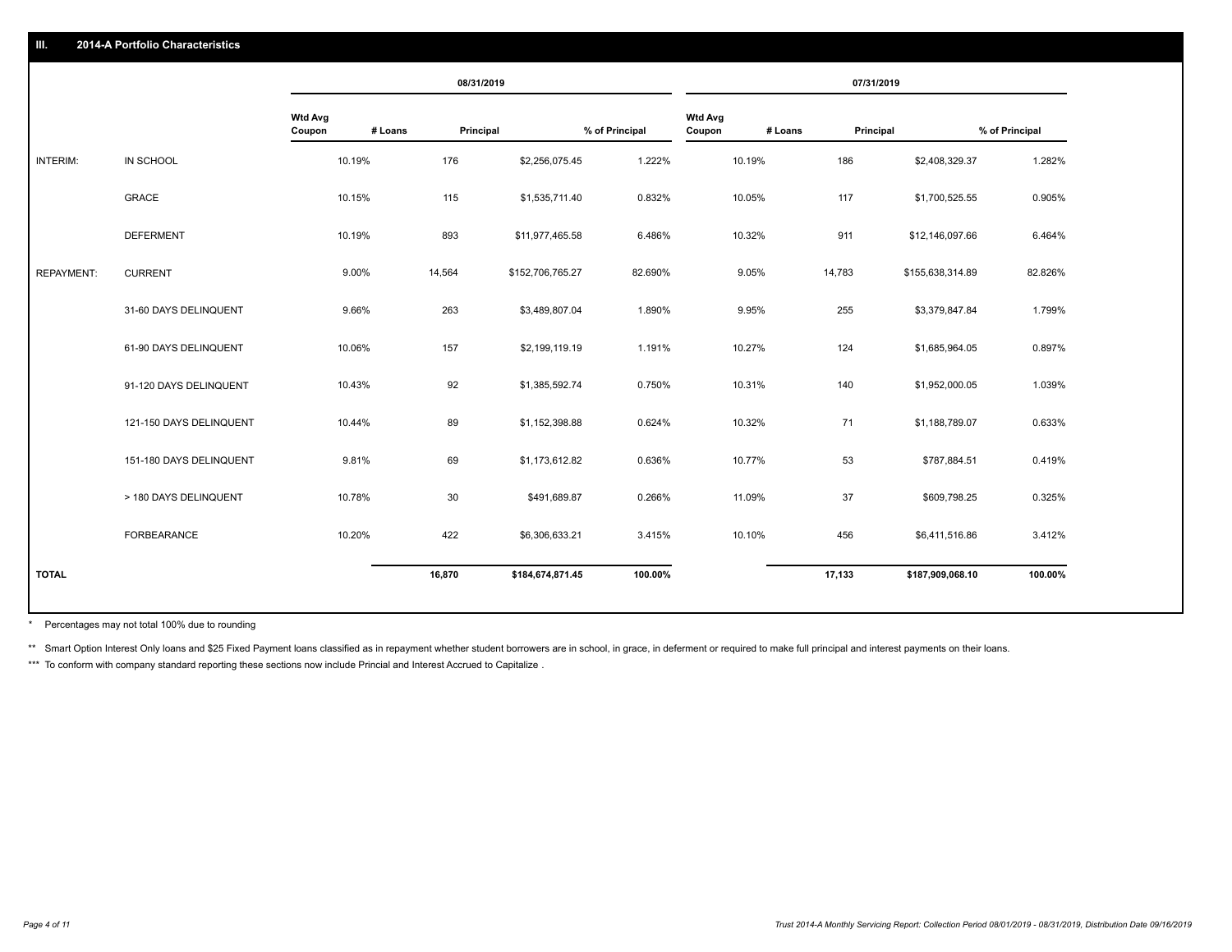## III. 2014-A Portfolio Characteristics

| | | 08/31/2019 | | | | 07/31/2019 | | | |
|---|---|---|---|---|---|---|---|---|---|
| | | Wtd Avg Coupon | # Loans | Principal | % of Principal | Wtd Avg Coupon | # Loans | Principal | % of Principal |
| INTERIM: | IN SCHOOL | 10.19% | 176 | $2,256,075.45 | 1.222% | 10.19% | 186 | $2,408,329.37 | 1.282% |
| | GRACE | 10.15% | 115 | $1,535,711.40 | 0.832% | 10.05% | 117 | $1,700,525.55 | 0.905% |
| | DEFERMENT | 10.19% | 893 | $11,977,465.58 | 6.486% | 10.32% | 911 | $12,146,097.66 | 6.464% |
| REPAYMENT: | CURRENT | 9.00% | 14,564 | $152,706,765.27 | 82.690% | 9.05% | 14,783 | $155,638,314.89 | 82.826% |
| | 31-60 DAYS DELINQUENT | 9.66% | 263 | $3,489,807.04 | 1.890% | 9.95% | 255 | $3,379,847.84 | 1.799% |
| | 61-90 DAYS DELINQUENT | 10.06% | 157 | $2,199,119.19 | 1.191% | 10.27% | 124 | $1,685,964.05 | 0.897% |
| | 91-120 DAYS DELINQUENT | 10.43% | 92 | $1,385,592.74 | 0.750% | 10.31% | 140 | $1,952,000.05 | 1.039% |
| | 121-150 DAYS DELINQUENT | 10.44% | 89 | $1,152,398.88 | 0.624% | 10.32% | 71 | $1,188,789.07 | 0.633% |
| | 151-180 DAYS DELINQUENT | 9.81% | 69 | $1,173,612.82 | 0.636% | 10.77% | 53 | $787,884.51 | 0.419% |
| | > 180 DAYS DELINQUENT | 10.78% | 30 | $491,689.87 | 0.266% | 11.09% | 37 | $609,798.25 | 0.325% |
| | FORBEARANCE | 10.20% | 422 | $6,306,633.21 | 3.415% | 10.10% | 456 | $6,411,516.86 | 3.412% |
| TOTAL | | | 16,870 | $184,674,871.45 | 100.00% | | 17,133 | $187,909,068.10 | 100.00% |

* Percentages may not total 100% due to rounding

** Smart Option Interest Only loans and $25 Fixed Payment loans classified as in repayment whether student borrowers are in school, in grace, in deferment or required to make full principal and interest payments on their loans.

*** To conform with company standard reporting these sections now include Princial and Interest Accrued to Capitalize .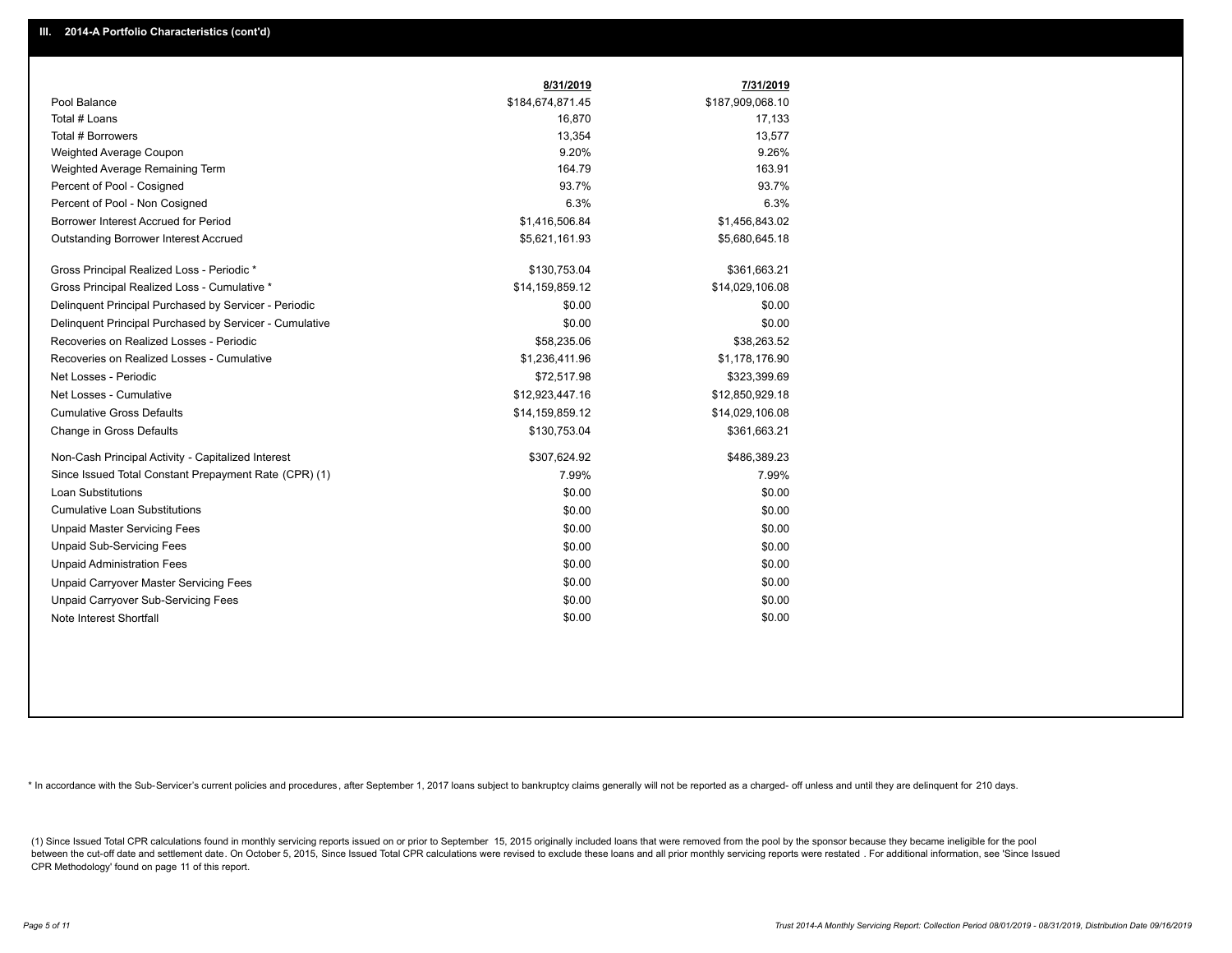## III. 2014-A Portfolio Characteristics (cont'd)

| | 8/31/2019 | 7/31/2019 |
|---|---|---|
| Pool Balance | $184,674,871.45 | $187,909,068.10 |
| Total # Loans | 16,870 | 17,133 |
| Total # Borrowers | 13,354 | 13,577 |
| Weighted Average Coupon | 9.20% | 9.26% |
| Weighted Average Remaining Term | 164.79 | 163.91 |
| Percent of Pool - Cosigned | 93.7% | 93.7% |
| Percent of Pool - Non Cosigned | 6.3% | 6.3% |
| Borrower Interest Accrued for Period | $1,416,506.84 | $1,456,843.02 |
| Outstanding Borrower Interest Accrued | $5,621,161.93 | $5,680,645.18 |
| Gross Principal Realized Loss - Periodic * | $130,753.04 | $361,663.21 |
| Gross Principal Realized Loss - Cumulative * | $14,159,859.12 | $14,029,106.08 |
| Delinquent Principal Purchased by Servicer - Periodic | $0.00 | $0.00 |
| Delinquent Principal Purchased by Servicer - Cumulative | $0.00 | $0.00 |
| Recoveries on Realized Losses - Periodic | $58,235.06 | $38,263.52 |
| Recoveries on Realized Losses - Cumulative | $1,236,411.96 | $1,178,176.90 |
| Net Losses - Periodic | $72,517.98 | $323,399.69 |
| Net Losses - Cumulative | $12,923,447.16 | $12,850,929.18 |
| Cumulative Gross Defaults | $14,159,859.12 | $14,029,106.08 |
| Change in Gross Defaults | $130,753.04 | $361,663.21 |
| Non-Cash Principal Activity - Capitalized Interest | $307,624.92 | $486,389.23 |
| Since Issued Total Constant Prepayment Rate (CPR) (1) | 7.99% | 7.99% |
| Loan Substitutions | $0.00 | $0.00 |
| Cumulative Loan Substitutions | $0.00 | $0.00 |
| Unpaid Master Servicing Fees | $0.00 | $0.00 |
| Unpaid Sub-Servicing Fees | $0.00 | $0.00 |
| Unpaid Administration Fees | $0.00 | $0.00 |
| Unpaid Carryover Master Servicing Fees | $0.00 | $0.00 |
| Unpaid Carryover Sub-Servicing Fees | $0.00 | $0.00 |
| Note Interest Shortfall | $0.00 | $0.00 |

* In accordance with the Sub-Servicer's current policies and procedures, after September 1, 2017 loans subject to bankruptcy claims generally will not be reported as a charged- off unless and until they are delinquent for 210 days.

(1) Since Issued Total CPR calculations found in monthly servicing reports issued on or prior to September 15, 2015 originally included loans that were removed from the pool by the sponsor because they became ineligible for the pool between the cut-off date and settlement date. On October 5, 2015, Since Issued Total CPR calculations were revised to exclude these loans and all prior monthly servicing reports were restated . For additional information, see 'Since Issued CPR Methodology' found on page 11 of this report.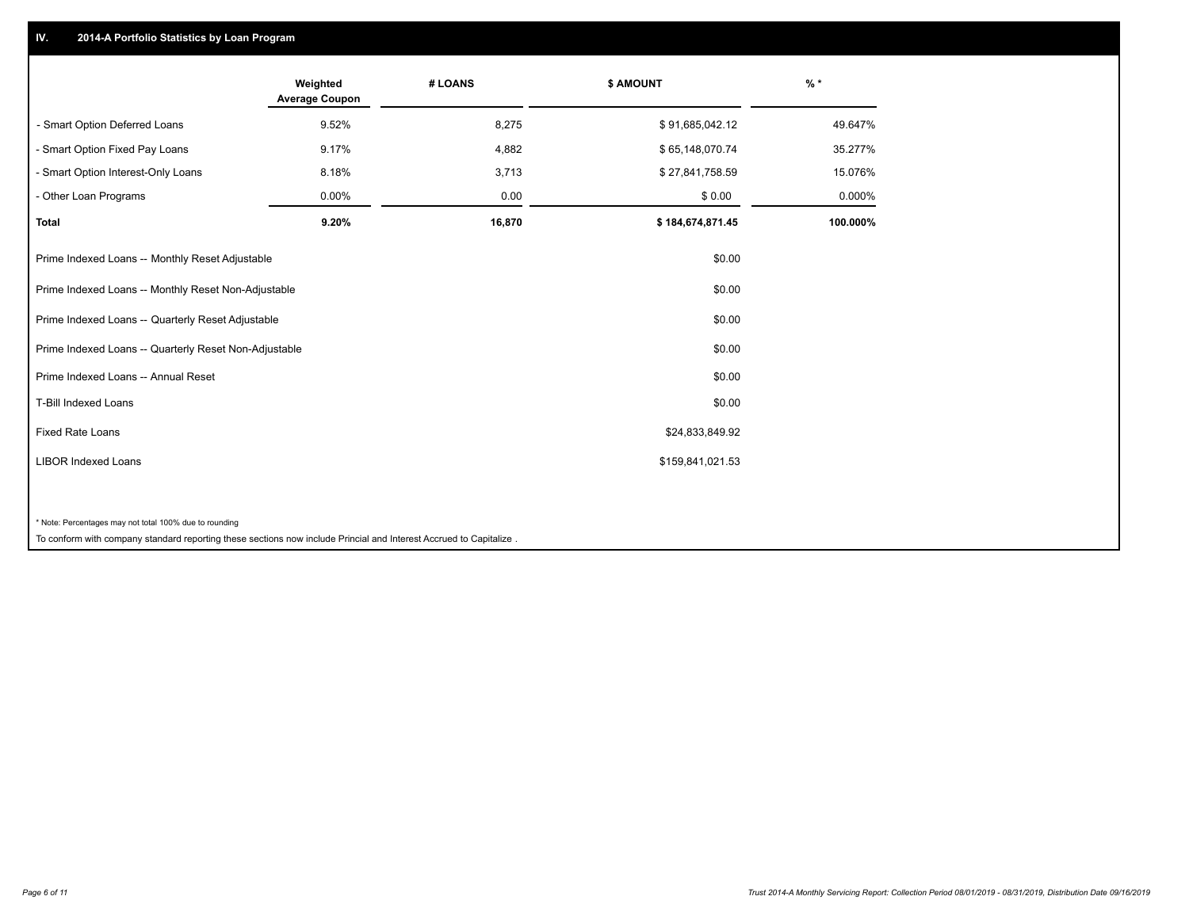## IV. 2014-A Portfolio Statistics by Loan Program

| | Weighted Average Coupon | # LOANS | $ AMOUNT | % * |
|---|---|---|---|---|
| - Smart Option Deferred Loans | 9.52% | 8,275 | $ 91,685,042.12 | 49.647% |
| - Smart Option Fixed Pay Loans | 9.17% | 4,882 | $ 65,148,070.74 | 35.277% |
| - Smart Option Interest-Only Loans | 8.18% | 3,713 | $ 27,841,758.59 | 15.076% |
| - Other Loan Programs | 0.00% | 0.00 | $ 0.00 | 0.000% |
| **Total** | **9.20%** | **16,870** | **$ 184,674,871.45** | **100.000%** |

| | $ AMOUNT |
|---|---|
| Prime Indexed Loans -- Monthly Reset Adjustable | $0.00 |
| Prime Indexed Loans -- Monthly Reset Non-Adjustable | $0.00 |
| Prime Indexed Loans -- Quarterly Reset Adjustable | $0.00 |
| Prime Indexed Loans -- Quarterly Reset Non-Adjustable | $0.00 |
| Prime Indexed Loans -- Annual Reset | $0.00 |
| T-Bill Indexed Loans | $0.00 |
| Fixed Rate Loans | $24,833,849.92 |
| LIBOR Indexed Loans | $159,841,021.53 |

* Note: Percentages may not total 100% due to rounding

To conform with company standard reporting these sections now include Princial and Interest Accrued to Capitalize .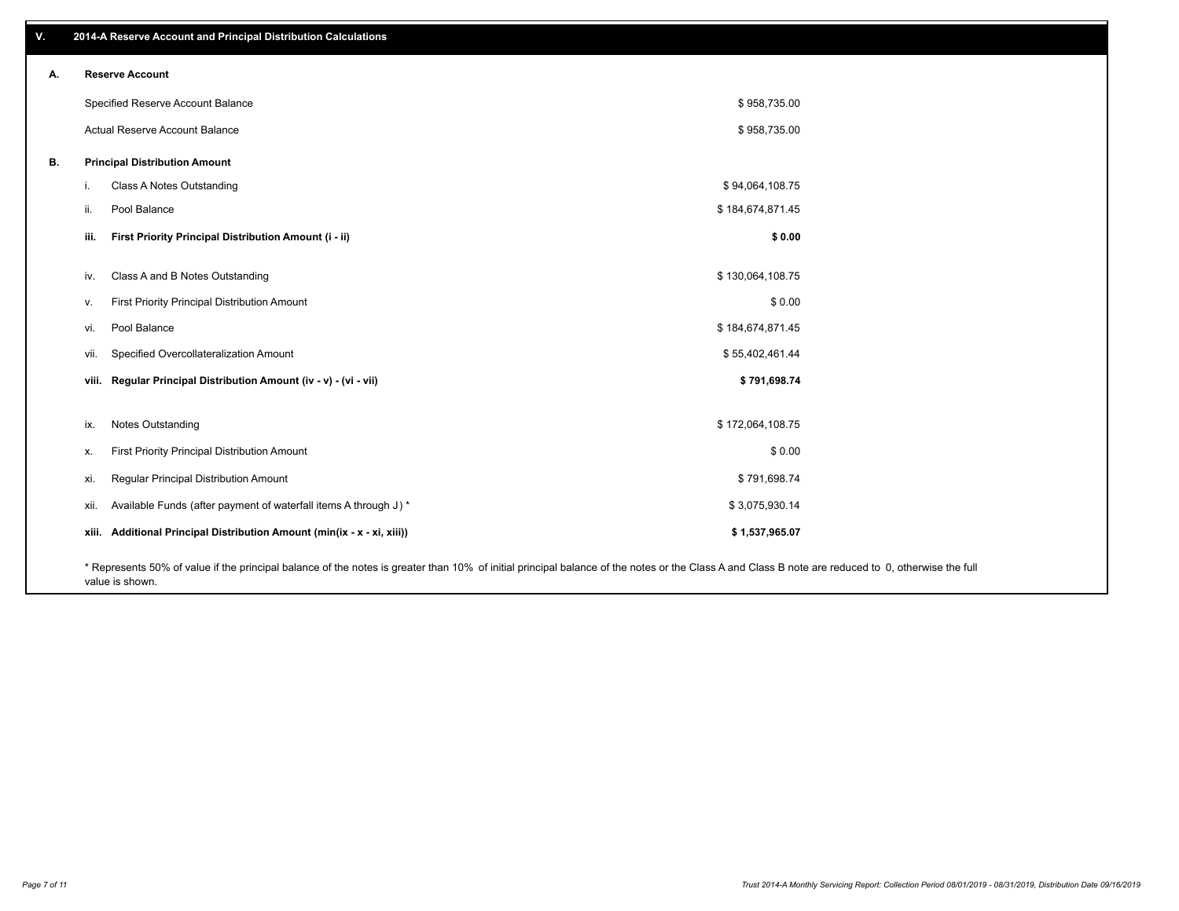## V. 2014-A Reserve Account and Principal Distribution Calculations

### A. Reserve Account

| | |
|---|---|
| Specified Reserve Account Balance | $ 958,735.00 |
| Actual Reserve Account Balance | $ 958,735.00 |

### B. Principal Distribution Amount

| | | |
|---|---|---|
| i. | Class A Notes Outstanding | $ 94,064,108.75 |
| ii. | Pool Balance | $ 184,674,871.45 |
| **iii.** | **First Priority Principal Distribution Amount (i - ii)** | **$ 0.00** |
| iv. | Class A and B Notes Outstanding | $ 130,064,108.75 |
| v. | First Priority Principal Distribution Amount | $ 0.00 |
| vi. | Pool Balance | $ 184,674,871.45 |
| vii. | Specified Overcollateralization Amount | $ 55,402,461.44 |
| **viii.** | **Regular Principal Distribution Amount (iv - v) - (vi - vii)** | **$ 791,698.74** |
| ix. | Notes Outstanding | $ 172,064,108.75 |
| x. | First Priority Principal Distribution Amount | $ 0.00 |
| xi. | Regular Principal Distribution Amount | $ 791,698.74 |
| xii. | Available Funds (after payment of waterfall items A through J) * | $ 3,075,930.14 |
| **xiii.** | **Additional Principal Distribution Amount (min(ix - x - xi, xiii))** | **$ 1,537,965.07** |

* Represents 50% of value if the principal balance of the notes is greater than 10% of initial principal balance of the notes or the Class A and Class B note are reduced to 0, otherwise the full value is shown.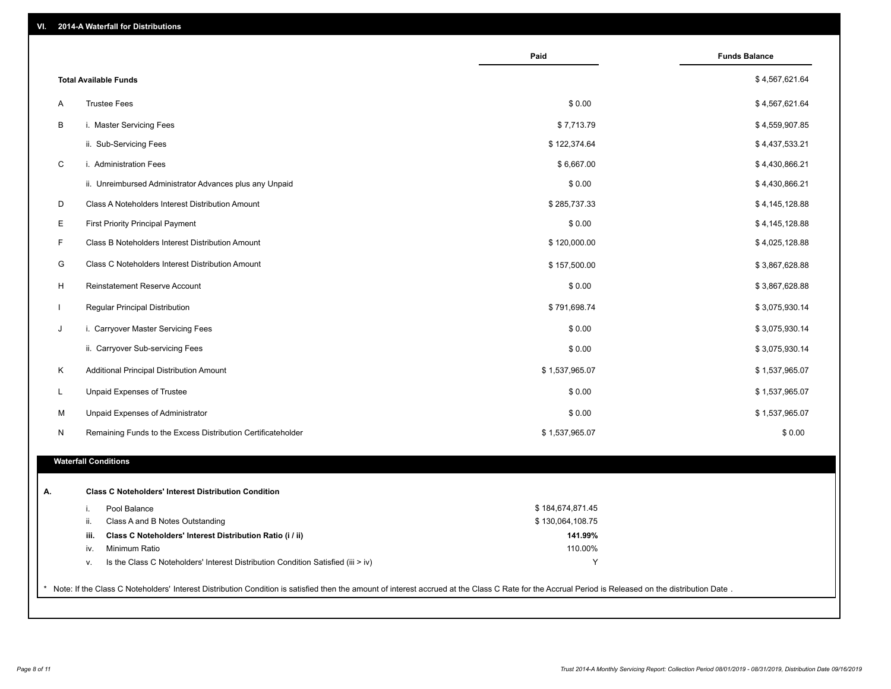## VI. 2014-A Waterfall for Distributions

| | | Paid | Funds Balance |
|---|---|---|---|
| | **Total Available Funds** | | $ 4,567,621.64 |
| A | Trustee Fees | $ 0.00 | $ 4,567,621.64 |
| B | i. Master Servicing Fees | $ 7,713.79 | $ 4,559,907.85 |
| | ii. Sub-Servicing Fees | $ 122,374.64 | $ 4,437,533.21 |
| C | i. Administration Fees | $ 6,667.00 | $ 4,430,866.21 |
| | ii. Unreimbursed Administrator Advances plus any Unpaid | $ 0.00 | $ 4,430,866.21 |
| D | Class A Noteholders Interest Distribution Amount | $ 285,737.33 | $ 4,145,128.88 |
| E | First Priority Principal Payment | $ 0.00 | $ 4,145,128.88 |
| F | Class B Noteholders Interest Distribution Amount | $ 120,000.00 | $ 4,025,128.88 |
| G | Class C Noteholders Interest Distribution Amount | $ 157,500.00 | $ 3,867,628.88 |
| H | Reinstatement Reserve Account | $ 0.00 | $ 3,867,628.88 |
| I | Regular Principal Distribution | $ 791,698.74 | $ 3,075,930.14 |
| J | i. Carryover Master Servicing Fees | $ 0.00 | $ 3,075,930.14 |
| | ii. Carryover Sub-servicing Fees | $ 0.00 | $ 3,075,930.14 |
| K | Additional Principal Distribution Amount | $ 1,537,965.07 | $ 1,537,965.07 |
| L | Unpaid Expenses of Trustee | $ 0.00 | $ 1,537,965.07 |
| M | Unpaid Expenses of Administrator | $ 0.00 | $ 1,537,965.07 |
| N | Remaining Funds to the Excess Distribution Certificateholder | $ 1,537,965.07 | $ 0.00 |

### Waterfall Conditions

| | | |
|---|---|---|
| **A.** | **Class C Noteholders' Interest Distribution Condition** | |
| i. | Pool Balance | $ 184,674,871.45 |
| ii. | Class A and B Notes Outstanding | $ 130,064,108.75 |
| **iii.** | **Class C Noteholders' Interest Distribution Ratio (i / ii)** | **141.99%** |
| iv. | Minimum Ratio | 110.00% |
| v. | Is the Class C Noteholders' Interest Distribution Condition Satisfied (iii > iv) | Y |

* Note: If the Class C Noteholders' Interest Distribution Condition is satisfied then the amount of interest accrued at the Class C Rate for the Accrual Period is Released on the distribution Date .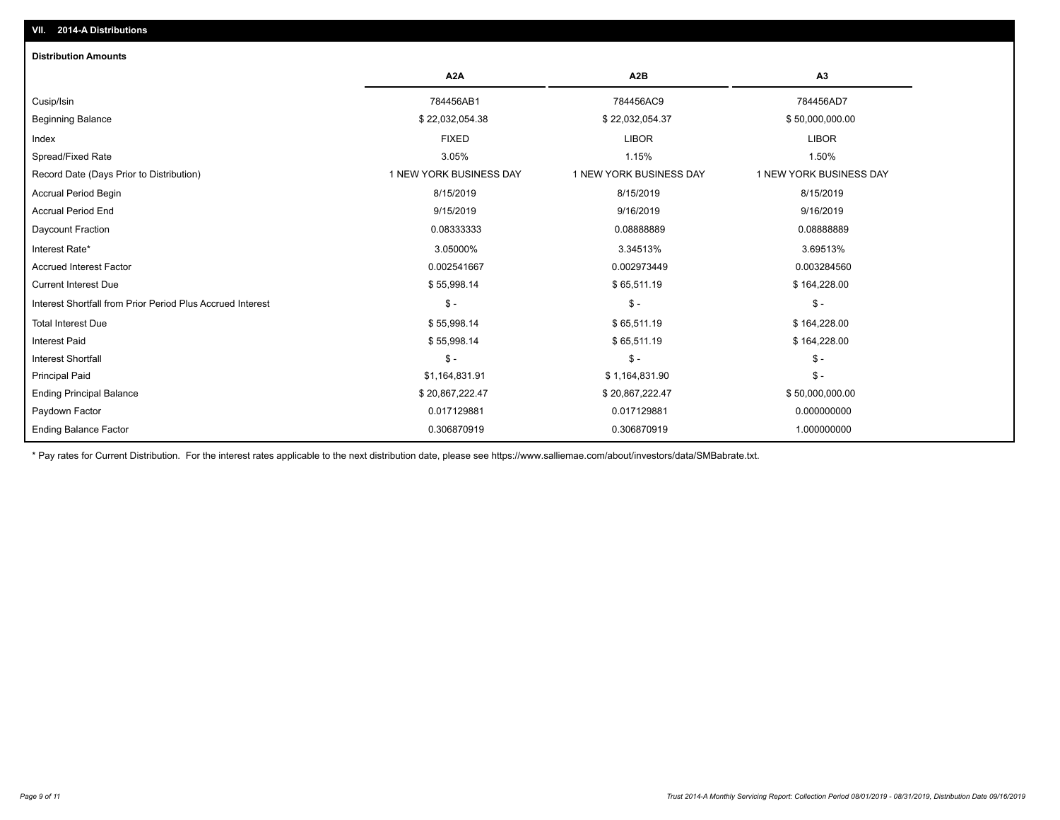## VII. 2014-A Distributions

### Distribution Amounts

| | A2A | A2B | A3 |
|---|---|---|---|
| Cusip/Isin | 784456AB1 | 784456AC9 | 784456AD7 |
| Beginning Balance | $ 22,032,054.38 | $ 22,032,054.37 | $ 50,000,000.00 |
| Index | FIXED | LIBOR | LIBOR |
| Spread/Fixed Rate | 3.05% | 1.15% | 1.50% |
| Record Date (Days Prior to Distribution) | 1 NEW YORK BUSINESS DAY | 1 NEW YORK BUSINESS DAY | 1 NEW YORK BUSINESS DAY |
| Accrual Period Begin | 8/15/2019 | 8/15/2019 | 8/15/2019 |
| Accrual Period End | 9/15/2019 | 9/16/2019 | 9/16/2019 |
| Daycount Fraction | 0.08333333 | 0.08888889 | 0.08888889 |
| Interest Rate* | 3.05000% | 3.34513% | 3.69513% |
| Accrued Interest Factor | 0.002541667 | 0.002973449 | 0.003284560 |
| Current Interest Due | $ 55,998.14 | $ 65,511.19 | $ 164,228.00 |
| Interest Shortfall from Prior Period Plus Accrued Interest | $ - | $ - | $ - |
| Total Interest Due | $ 55,998.14 | $ 65,511.19 | $ 164,228.00 |
| Interest Paid | $ 55,998.14 | $ 65,511.19 | $ 164,228.00 |
| Interest Shortfall | $ - | $ - | $ - |
| Principal Paid | $1,164,831.91 | $ 1,164,831.90 | $ - |
| Ending Principal Balance | $ 20,867,222.47 | $ 20,867,222.47 | $ 50,000,000.00 |
| Paydown Factor | 0.017129881 | 0.017129881 | 0.000000000 |
| Ending Balance Factor | 0.306870919 | 0.306870919 | 1.000000000 |

* Pay rates for Current Distribution. For the interest rates applicable to the next distribution date, please see https://www.salliemae.com/about/investors/data/SMBabrate.txt.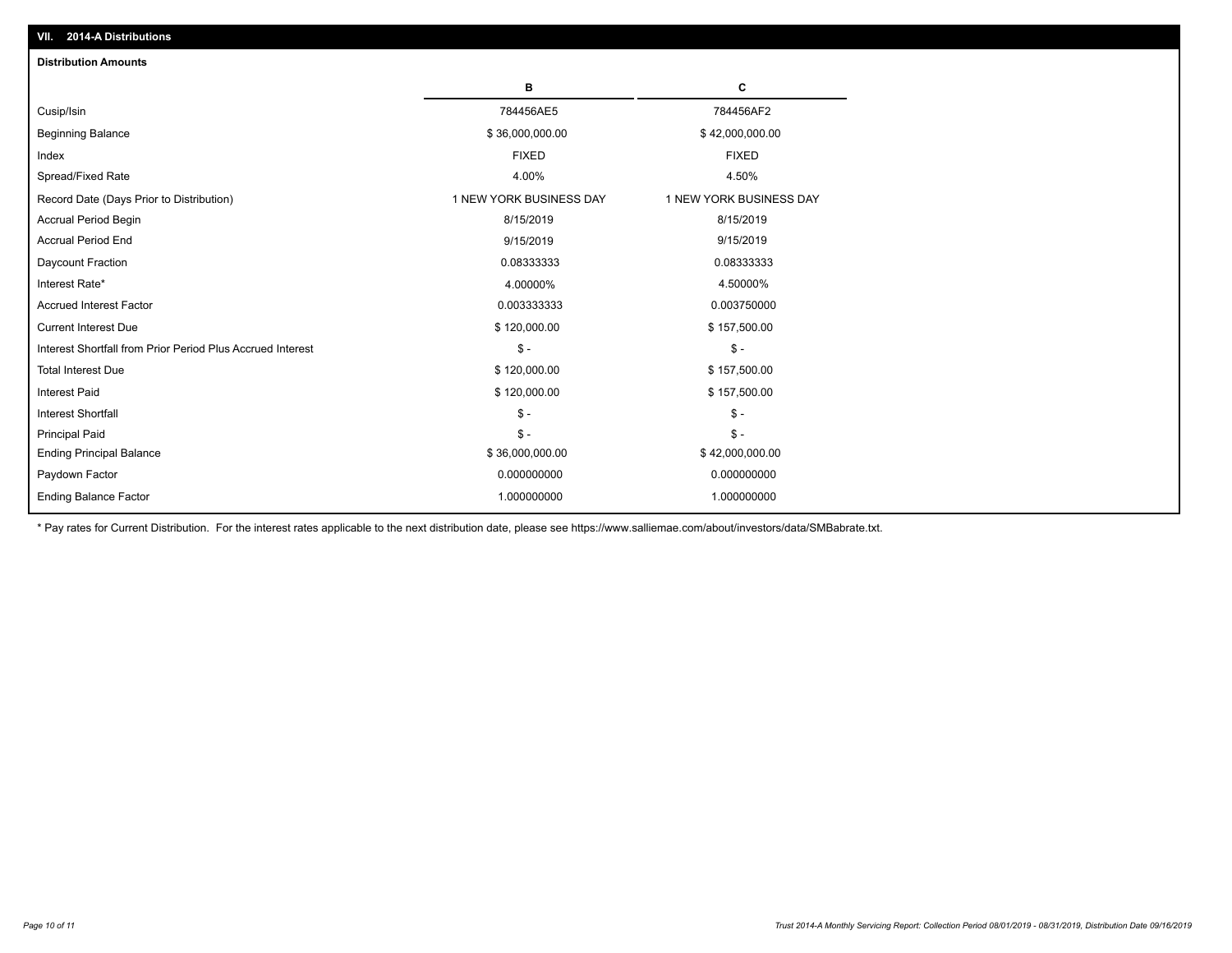## VII. 2014-A Distributions

### Distribution Amounts

| | B | C |
|---|---|---|
| Cusip/Isin | 784456AE5 | 784456AF2 |
| Beginning Balance | $ 36,000,000.00 | $ 42,000,000.00 |
| Index | FIXED | FIXED |
| Spread/Fixed Rate | 4.00% | 4.50% |
| Record Date (Days Prior to Distribution) | 1 NEW YORK BUSINESS DAY | 1 NEW YORK BUSINESS DAY |
| Accrual Period Begin | 8/15/2019 | 8/15/2019 |
| Accrual Period End | 9/15/2019 | 9/15/2019 |
| Daycount Fraction | 0.08333333 | 0.08333333 |
| Interest Rate* | 4.00000% | 4.50000% |
| Accrued Interest Factor | 0.003333333 | 0.003750000 |
| Current Interest Due | $ 120,000.00 | $ 157,500.00 |
| Interest Shortfall from Prior Period Plus Accrued Interest | $ - | $ - |
| Total Interest Due | $ 120,000.00 | $ 157,500.00 |
| Interest Paid | $ 120,000.00 | $ 157,500.00 |
| Interest Shortfall | $ - | $ - |
| Principal Paid | $ - | $ - |
| Ending Principal Balance | $ 36,000,000.00 | $ 42,000,000.00 |
| Paydown Factor | 0.000000000 | 0.000000000 |
| Ending Balance Factor | 1.000000000 | 1.000000000 |

* Pay rates for Current Distribution. For the interest rates applicable to the next distribution date, please see https://www.salliemae.com/about/investors/data/SMBabrate.txt.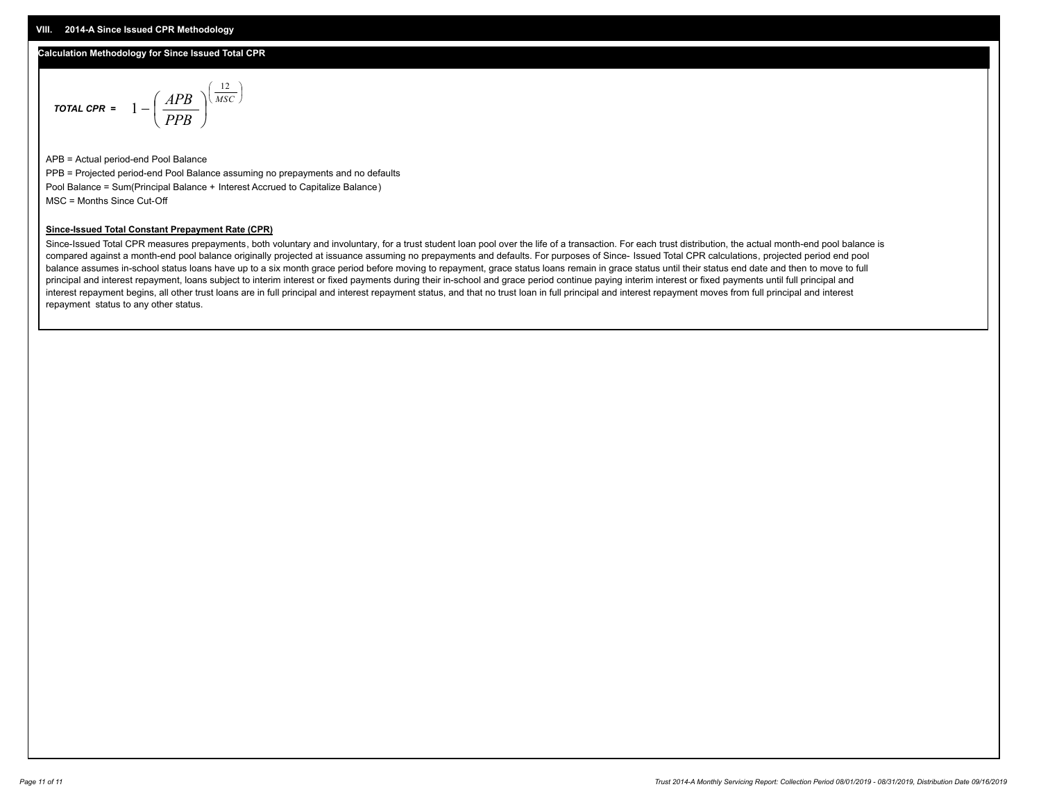## VIII. 2014-A Since Issued CPR Methodology

### Calculation Methodology for Since Issued Total CPR

***TOTAL CPR =*** $$1 - \left( \frac{APB}{PPB} \right)^{\left( \frac{12}{MSC} \right)}$$

APB = Actual period-end Pool Balance

PPB = Projected period-end Pool Balance assuming no prepayments and no defaults

Pool Balance = Sum(Principal Balance + Interest Accrued to Capitalize Balance)

MSC = Months Since Cut-Off

**Since-Issued Total Constant Prepayment Rate (CPR)**

Since-Issued Total CPR measures prepayments, both voluntary and involuntary, for a trust student loan pool over the life of a transaction. For each trust distribution, the actual month-end pool balance is compared against a month-end pool balance originally projected at issuance assuming no prepayments and defaults. For purposes of Since- Issued Total CPR calculations, projected period end pool balance assumes in-school status loans have up to a six month grace period before moving to repayment, grace status loans remain in grace status until their status end date and then to move to full principal and interest repayment, loans subject to interim interest or fixed payments during their in-school and grace period continue paying interim interest or fixed payments until full principal and interest repayment begins, all other trust loans are in full principal and interest repayment status, and that no trust loan in full principal and interest repayment moves from full principal and interest repayment status to any other status.